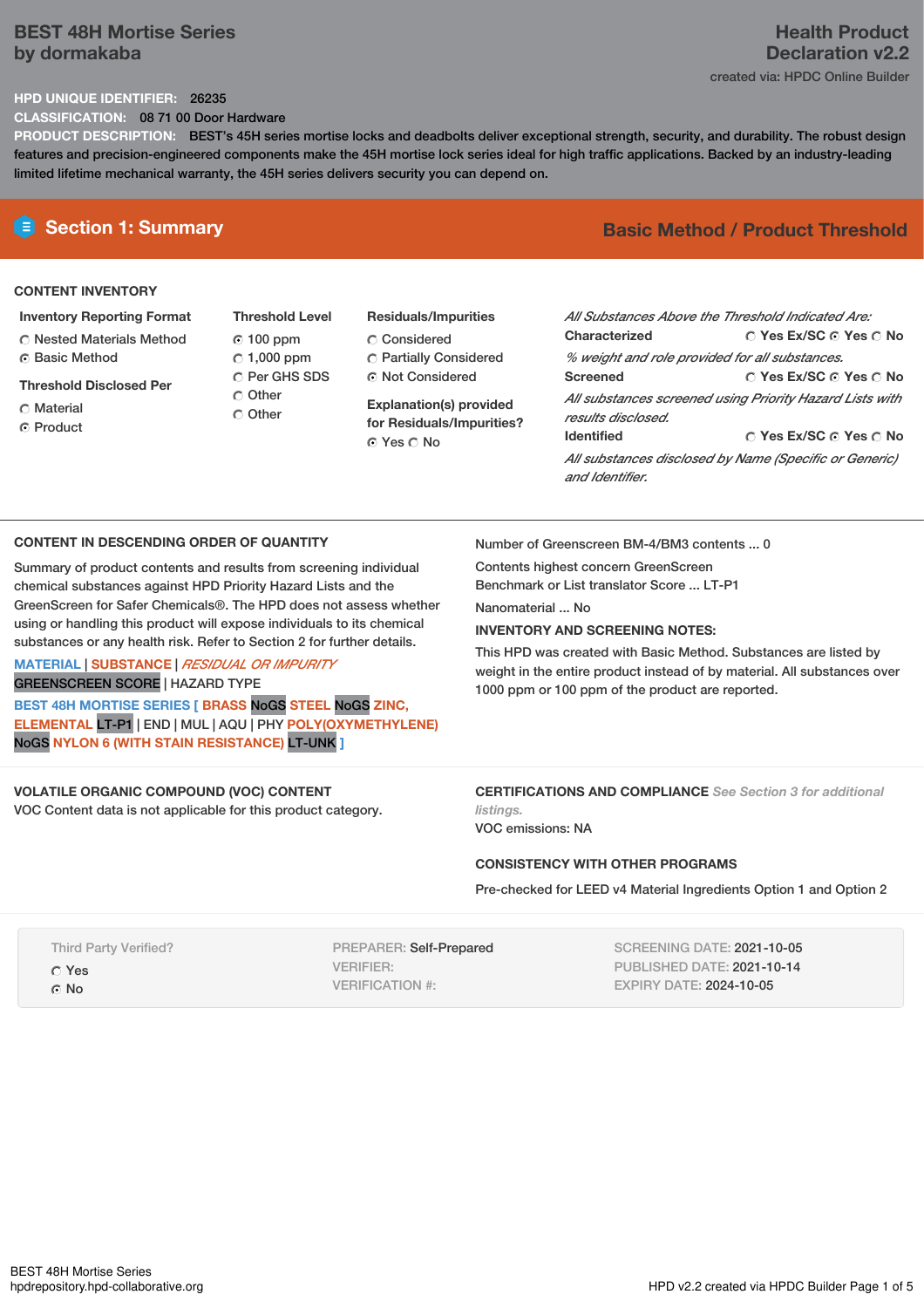# BEST 48H Mortise Series by dormakaba

## Health Product Declaration v2.2

created via: HPDC Online Builder

**HPD UNIQUE IDENTIFIER:** 26235

**CLASSIFICATION:** 08 71 00 Door Hardware

**PRODUCT DESCRIPTION:** BEST's 45H series mortise locks and deadbolts deliver exceptional strength, security, and durability. The robust design features and precision-engineered components make the 45H mortise lock series ideal for high traffic applications. Backed by an industry-leading limited lifetime mechanical warranty, the 45H series delivers security you can depend on.

## Section 1: Summary

**Basic Method / Product Threshold**

### CONTENT INVENTORY

**Inventory Reporting Format**
- ○ Nested Materials Method
- ◉ Basic Method

**Threshold Disclosed Per**
- ○ Material
- ◉ Product

**Threshold Level**
- ◉ 100 ppm
- ○ 1,000 ppm
- ○ Per GHS SDS
- ○ Other
- ○ Other

**Residuals/Impurities**
- ○ Considered
- ○ Partially Considered
- ◉ Not Considered

**Explanation(s) provided for Residuals/Impurities?**
◉ Yes ○ No

*All Substances Above the Threshold Indicated Are:*

**Characterized** ○ Yes Ex/SC ◉ Yes ○ No
*% weight and role provided for all substances.*

**Screened** ○ Yes Ex/SC ◉ Yes ○ No
*All substances screened using Priority Hazard Lists with results disclosed.*

**Identified** ○ Yes Ex/SC ◉ Yes ○ No
*All substances disclosed by Name (Specific or Generic) and Identifier.*

### CONTENT IN DESCENDING ORDER OF QUANTITY

Summary of product contents and results from screening individual chemical substances against HPD Priority Hazard Lists and the GreenScreen for Safer Chemicals®. The HPD does not assess whether using or handling this product will expose individuals to its chemical substances or any health risk. Refer to Section 2 for further details.

MATERIAL | SUBSTANCE | *RESIDUAL OR IMPURITY*
GREENSCREEN SCORE | HAZARD TYPE

**BEST 48H MORTISE SERIES [ BRASS** NoGS **STEEL** NoGS **ZINC, ELEMENTAL** LT-P1 | END | MUL | AQU | PHY **POLY(OXYMETHYLENE)** NoGS **NYLON 6 (WITH STAIN RESISTANCE)** LT-UNK **]**

Number of Greenscreen BM-4/BM3 contents ... 0

Contents highest concern GreenScreen Benchmark or List translator Score ... LT-P1

Nanomaterial ... No

**INVENTORY AND SCREENING NOTES:**

This HPD was created with Basic Method. Substances are listed by weight in the entire product instead of by material. All substances over 1000 ppm or 100 ppm of the product are reported.

### VOLATILE ORGANIC COMPOUND (VOC) CONTENT

VOC Content data is not applicable for this product category.

### CERTIFICATIONS AND COMPLIANCE

*See Section 3 for additional listings.*

VOC emissions: NA

### CONSISTENCY WITH OTHER PROGRAMS

Pre-checked for LEED v4 Material Ingredients Option 1 and Option 2

Third Party Verified?
- ○ Yes
- ◉ No

PREPARER: Self-Prepared
VERIFIER:
VERIFICATION #:

SCREENING DATE: 2021-10-05
PUBLISHED DATE: 2021-10-14
EXPIRY DATE: 2024-10-05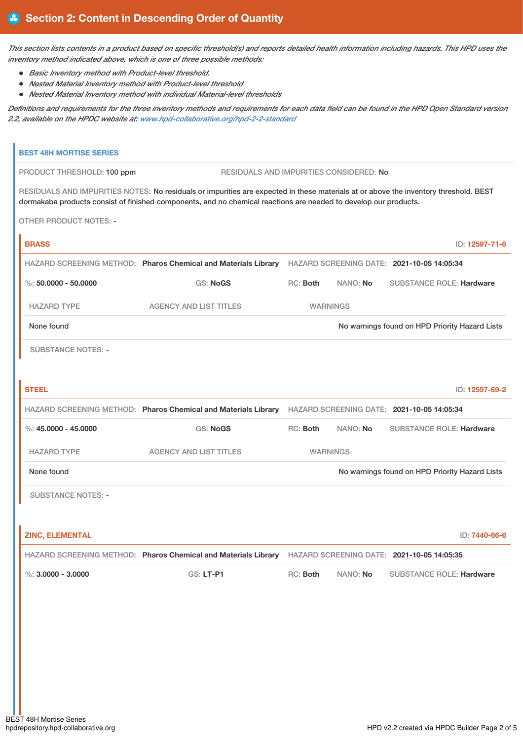## Section 2: Content in Descending Order of Quantity

*This section lists contents in a product based on specific threshold(s) and reports detailed health information including hazards. This HPD uses the inventory method indicated above, which is one of three possible methods:*

- *Basic Inventory method with Product-level threshold.*
- *Nested Material Inventory method with Product-level threshold*
- *Nested Material Inventory method with individual Material-level thresholds*

*Definitions and requirements for the three inventory methods and requirements for each data field can be found in the HPD Open Standard version 2.2, available on the HPDC website at: www.hpd-collaborative.org/hpd-2-2-standard*

### BEST 48H MORTISE SERIES

PRODUCT THRESHOLD: 100 ppm

RESIDUALS AND IMPURITIES CONSIDERED: No

RESIDUALS AND IMPURITIES NOTES: No residuals or impurities are expected in these materials at or above the inventory threshold. BEST dormakaba products consist of finished components, and no chemical reactions are needed to develop our products.

OTHER PRODUCT NOTES: -

#### BRASS

ID: 12597-71-6

HAZARD SCREENING METHOD: **Pharos Chemical and Materials Library** HAZARD SCREENING DATE: **2021-10-05 14:05:34**

%: **50.0000 - 50.0000** GS: **NoGS** RC: **Both** NANO: **No** SUBSTANCE ROLE: **Hardware**

| HAZARD TYPE | AGENCY AND LIST TITLES | WARNINGS |
|---|---|---|
| None found | | No warnings found on HPD Priority Hazard Lists |

SUBSTANCE NOTES: -

#### STEEL

ID: 12597-69-2

HAZARD SCREENING METHOD: **Pharos Chemical and Materials Library** HAZARD SCREENING DATE: **2021-10-05 14:05:34**

%: **45.0000 - 45.0000** GS: **NoGS** RC: **Both** NANO: **No** SUBSTANCE ROLE: **Hardware**

| HAZARD TYPE | AGENCY AND LIST TITLES | WARNINGS |
|---|---|---|
| None found | | No warnings found on HPD Priority Hazard Lists |

SUBSTANCE NOTES: -

#### ZINC, ELEMENTAL

ID: 7440-66-6

HAZARD SCREENING METHOD: **Pharos Chemical and Materials Library** HAZARD SCREENING DATE: **2021-10-05 14:05:35**

%: **3.0000 - 3.0000** GS: **LT-P1** RC: **Both** NANO: **No** SUBSTANCE ROLE: **Hardware**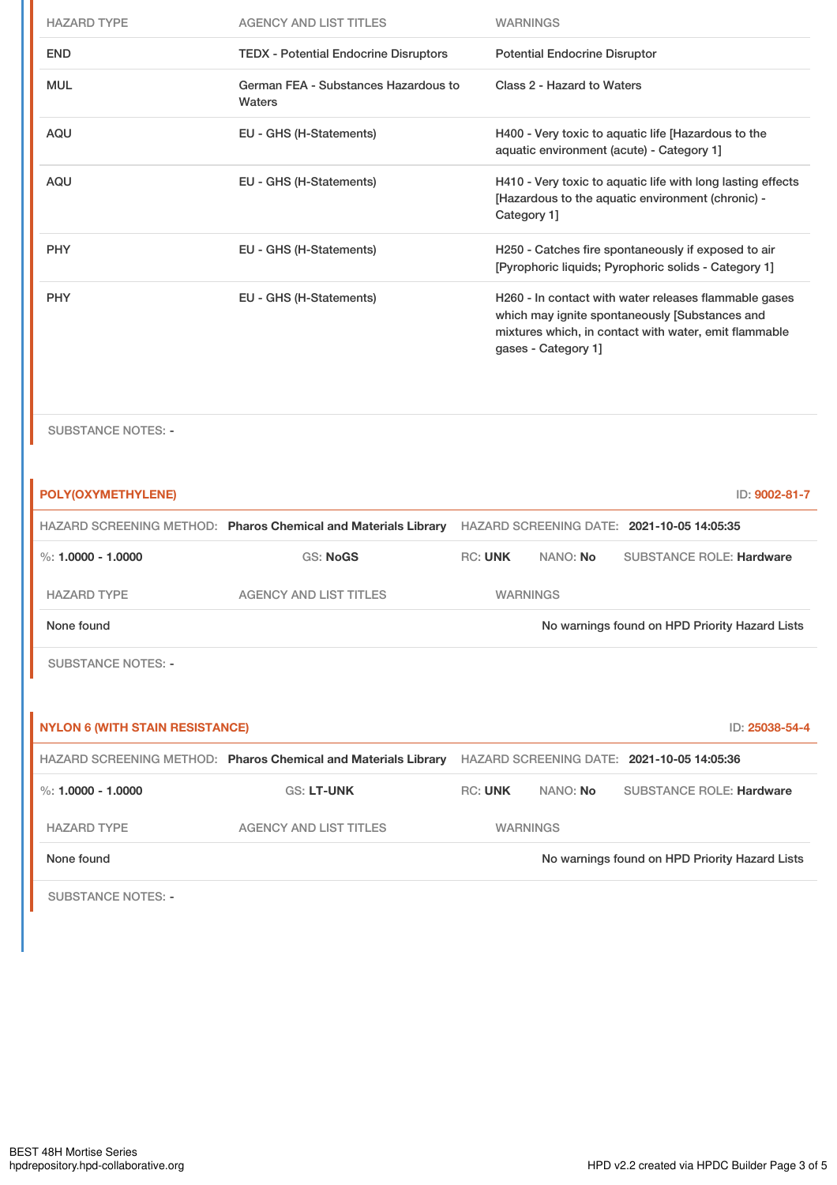| HAZARD TYPE | AGENCY AND LIST TITLES | WARNINGS |
|---|---|---|
| END | TEDX - Potential Endocrine Disruptors | Potential Endocrine Disruptor |
| MUL | German FEA - Substances Hazardous to Waters | Class 2 - Hazard to Waters |
| AQU | EU - GHS (H-Statements) | H400 - Very toxic to aquatic life [Hazardous to the aquatic environment (acute) - Category 1] |
| AQU | EU - GHS (H-Statements) | H410 - Very toxic to aquatic life with long lasting effects [Hazardous to the aquatic environment (chronic) - Category 1] |
| PHY | EU - GHS (H-Statements) | H250 - Catches fire spontaneously if exposed to air [Pyrophoric liquids; Pyrophoric solids - Category 1] |
| PHY | EU - GHS (H-Statements) | H260 - In contact with water releases flammable gases which may ignite spontaneously [Substances and mixtures which, in contact with water, emit flammable gases - Category 1] |

SUBSTANCE NOTES: -

### POLY(OXYMETHYLENE)

ID: 9002-81-7

HAZARD SCREENING METHOD: **Pharos Chemical and Materials Library** HAZARD SCREENING DATE: **2021-10-05 14:05:35**

%: **1.0000 - 1.0000** GS: **NoGS** RC: **UNK** NANO: **No** SUBSTANCE ROLE: **Hardware**

| HAZARD TYPE | AGENCY AND LIST TITLES | WARNINGS |
|---|---|---|
| None found | | No warnings found on HPD Priority Hazard Lists |

SUBSTANCE NOTES: -

### NYLON 6 (WITH STAIN RESISTANCE)

ID: 25038-54-4

HAZARD SCREENING METHOD: **Pharos Chemical and Materials Library** HAZARD SCREENING DATE: **2021-10-05 14:05:36**

%: **1.0000 - 1.0000** GS: **LT-UNK** RC: **UNK** NANO: **No** SUBSTANCE ROLE: **Hardware**

| HAZARD TYPE | AGENCY AND LIST TITLES | WARNINGS |
|---|---|---|
| None found | | No warnings found on HPD Priority Hazard Lists |

SUBSTANCE NOTES: -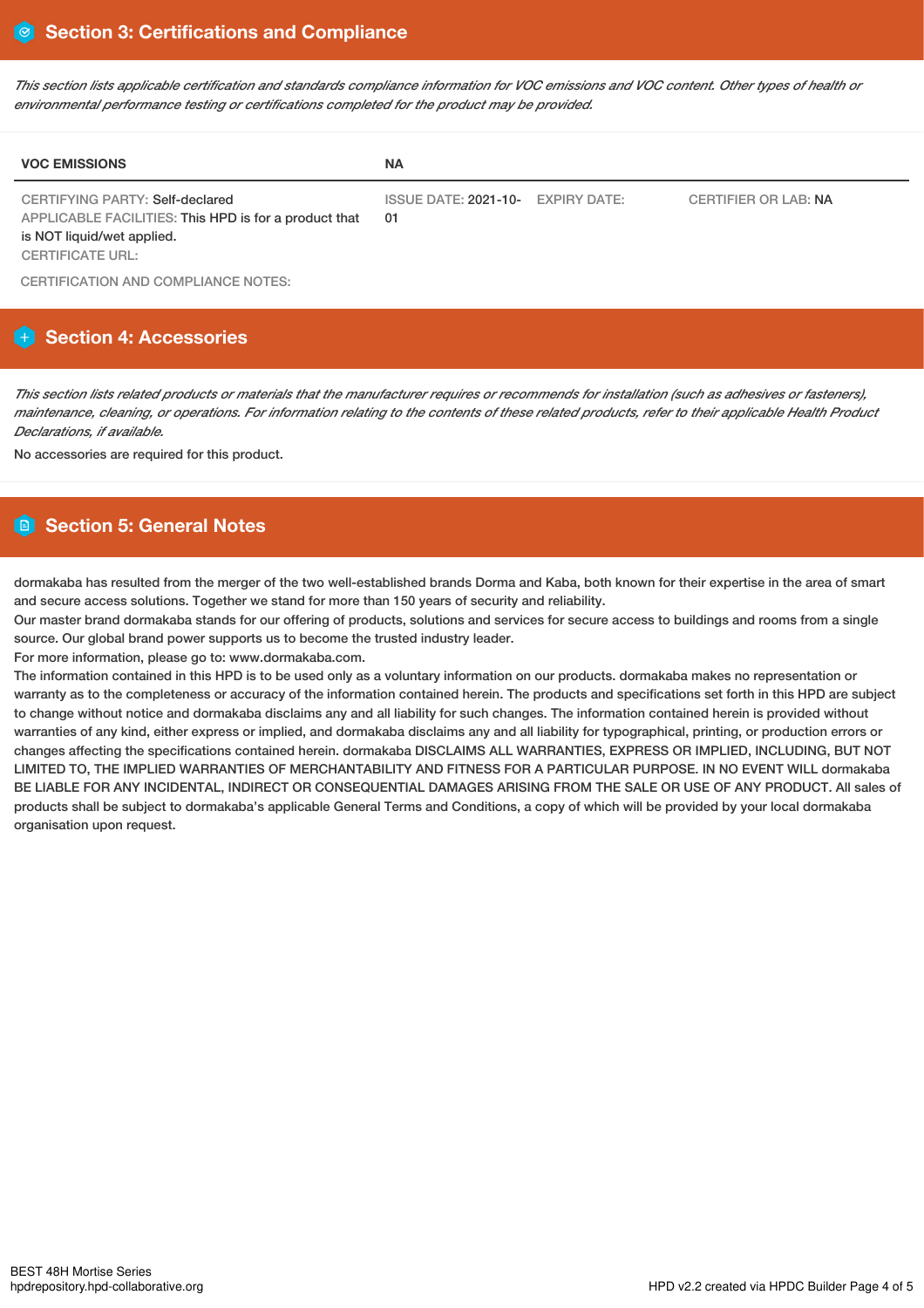## Section 3: Certifications and Compliance

*This section lists applicable certification and standards compliance information for VOC emissions and VOC content. Other types of health or environmental performance testing or certifications completed for the product may be provided.*

| VOC EMISSIONS | NA | | |
|---|---|---|---|
| CERTIFYING PARTY: Self-declared<br>APPLICABLE FACILITIES: This HPD is for a product that is NOT liquid/wet applied.<br>CERTIFICATE URL: | ISSUE DATE: 2021-10-01 | EXPIRY DATE: | CERTIFIER OR LAB: NA |

CERTIFICATION AND COMPLIANCE NOTES:

## Section 4: Accessories

*This section lists related products or materials that the manufacturer requires or recommends for installation (such as adhesives or fasteners), maintenance, cleaning, or operations. For information relating to the contents of these related products, refer to their applicable Health Product Declarations, if available.*

No accessories are required for this product.

## Section 5: General Notes

dormakaba has resulted from the merger of the two well-established brands Dorma and Kaba, both known for their expertise in the area of smart and secure access solutions. Together we stand for more than 150 years of security and reliability.
Our master brand dormakaba stands for our offering of products, solutions and services for secure access to buildings and rooms from a single source. Our global brand power supports us to become the trusted industry leader.
For more information, please go to: www.dormakaba.com.
The information contained in this HPD is to be used only as a voluntary information on our products. dormakaba makes no representation or warranty as to the completeness or accuracy of the information contained herein. The products and specifications set forth in this HPD are subject to change without notice and dormakaba disclaims any and all liability for such changes. The information contained herein is provided without warranties of any kind, either express or implied, and dormakaba disclaims any and all liability for typographical, printing, or production errors or changes affecting the specifications contained herein. dormakaba DISCLAIMS ALL WARRANTIES, EXPRESS OR IMPLIED, INCLUDING, BUT NOT LIMITED TO, THE IMPLIED WARRANTIES OF MERCHANTABILITY AND FITNESS FOR A PARTICULAR PURPOSE. IN NO EVENT WILL dormakaba BE LIABLE FOR ANY INCIDENTAL, INDIRECT OR CONSEQUENTIAL DAMAGES ARISING FROM THE SALE OR USE OF ANY PRODUCT. All sales of products shall be subject to dormakaba's applicable General Terms and Conditions, a copy of which will be provided by your local dormakaba organisation upon request.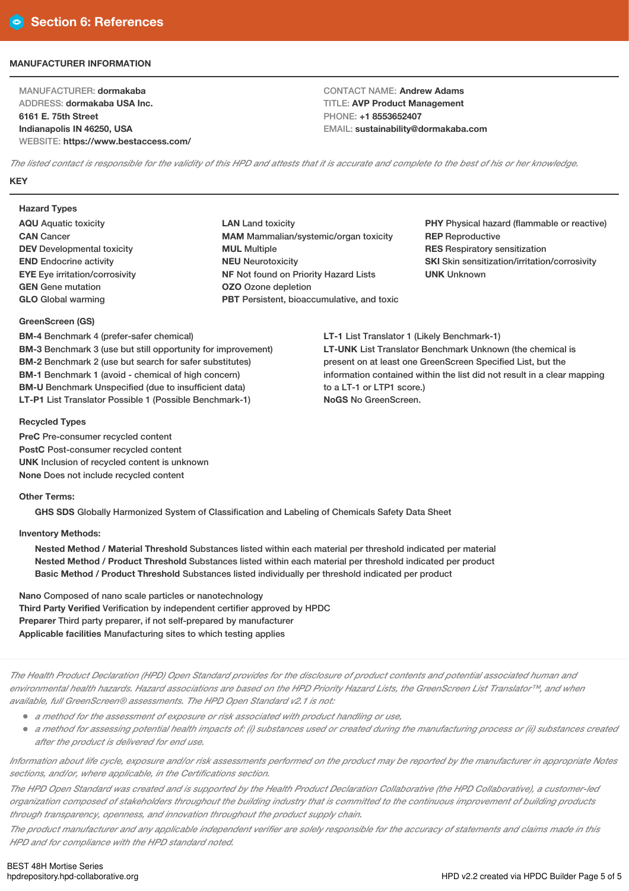# Section 6: References

## MANUFACTURER INFORMATION

MANUFACTURER: **dormakaba**
ADDRESS: **dormakaba USA Inc.**
**6161 E. 75th Street**
**Indianapolis IN 46250, USA**
WEBSITE: **https://www.bestaccess.com/**

CONTACT NAME: **Andrew Adams**
TITLE: **AVP Product Management**
PHONE: **+1 8553652407**
EMAIL: **sustainability@dormakaba.com**

*The listed contact is responsible for the validity of this HPD and attests that it is accurate and complete to the best of his or her knowledge.*

## KEY

### Hazard Types

**AQU** Aquatic toxicity
**CAN** Cancer
**DEV** Developmental toxicity
**END** Endocrine activity
**EYE** Eye irritation/corrosivity
**GEN** Gene mutation
**GLO** Global warming
**LAN** Land toxicity
**MAM** Mammalian/systemic/organ toxicity
**MUL** Multiple
**NEU** Neurotoxicity
**NF** Not found on Priority Hazard Lists
**OZO** Ozone depletion
**PBT** Persistent, bioaccumulative, and toxic
**PHY** Physical hazard (flammable or reactive)
**REP** Reproductive
**RES** Respiratory sensitization
**SKI** Skin sensitization/irritation/corrosivity
**UNK** Unknown

### GreenScreen (GS)

**BM-4** Benchmark 4 (prefer-safer chemical)
**BM-3** Benchmark 3 (use but still opportunity for improvement)
**BM-2** Benchmark 2 (use but search for safer substitutes)
**BM-1** Benchmark 1 (avoid - chemical of high concern)
**BM-U** Benchmark Unspecified (due to insufficient data)
**LT-P1** List Translator Possible 1 (Possible Benchmark-1)
**LT-1** List Translator 1 (Likely Benchmark-1)
**LT-UNK** List Translator Benchmark Unknown (the chemical is present on at least one GreenScreen Specified List, but the information contained within the list did not result in a clear mapping to a LT-1 or LTP1 score.)
**NoGS** No GreenScreen.

### Recycled Types

**PreC** Pre-consumer recycled content
**PostC** Post-consumer recycled content
**UNK** Inclusion of recycled content is unknown
**None** Does not include recycled content

### Other Terms:

**GHS SDS** Globally Harmonized System of Classification and Labeling of Chemicals Safety Data Sheet

### Inventory Methods:

**Nested Method / Material Threshold** Substances listed within each material per threshold indicated per material
**Nested Method / Product Threshold** Substances listed within each material per threshold indicated per product
**Basic Method / Product Threshold** Substances listed individually per threshold indicated per product

**Nano** Composed of nano scale particles or nanotechnology
**Third Party Verified** Verification by independent certifier approved by HPDC
**Preparer** Third party preparer, if not self-prepared by manufacturer
**Applicable facilities** Manufacturing sites to which testing applies

*The Health Product Declaration (HPD) Open Standard provides for the disclosure of product contents and potential associated human and environmental health hazards. Hazard associations are based on the HPD Priority Hazard Lists, the GreenScreen List Translator™, and when available, full GreenScreen® assessments. The HPD Open Standard v2.1 is not:*

- *a method for the assessment of exposure or risk associated with product handling or use,*
- *a method for assessing potential health impacts of: (i) substances used or created during the manufacturing process or (ii) substances created after the product is delivered for end use.*

*Information about life cycle, exposure and/or risk assessments performed on the product may be reported by the manufacturer in appropriate Notes sections, and/or, where applicable, in the Certifications section.*

*The HPD Open Standard was created and is supported by the Health Product Declaration Collaborative (the HPD Collaborative), a customer-led organization composed of stakeholders throughout the building industry that is committed to the continuous improvement of building products through transparency, openness, and innovation throughout the product supply chain.*

*The product manufacturer and any applicable independent verifier are solely responsible for the accuracy of statements and claims made in this HPD and for compliance with the HPD standard noted.*